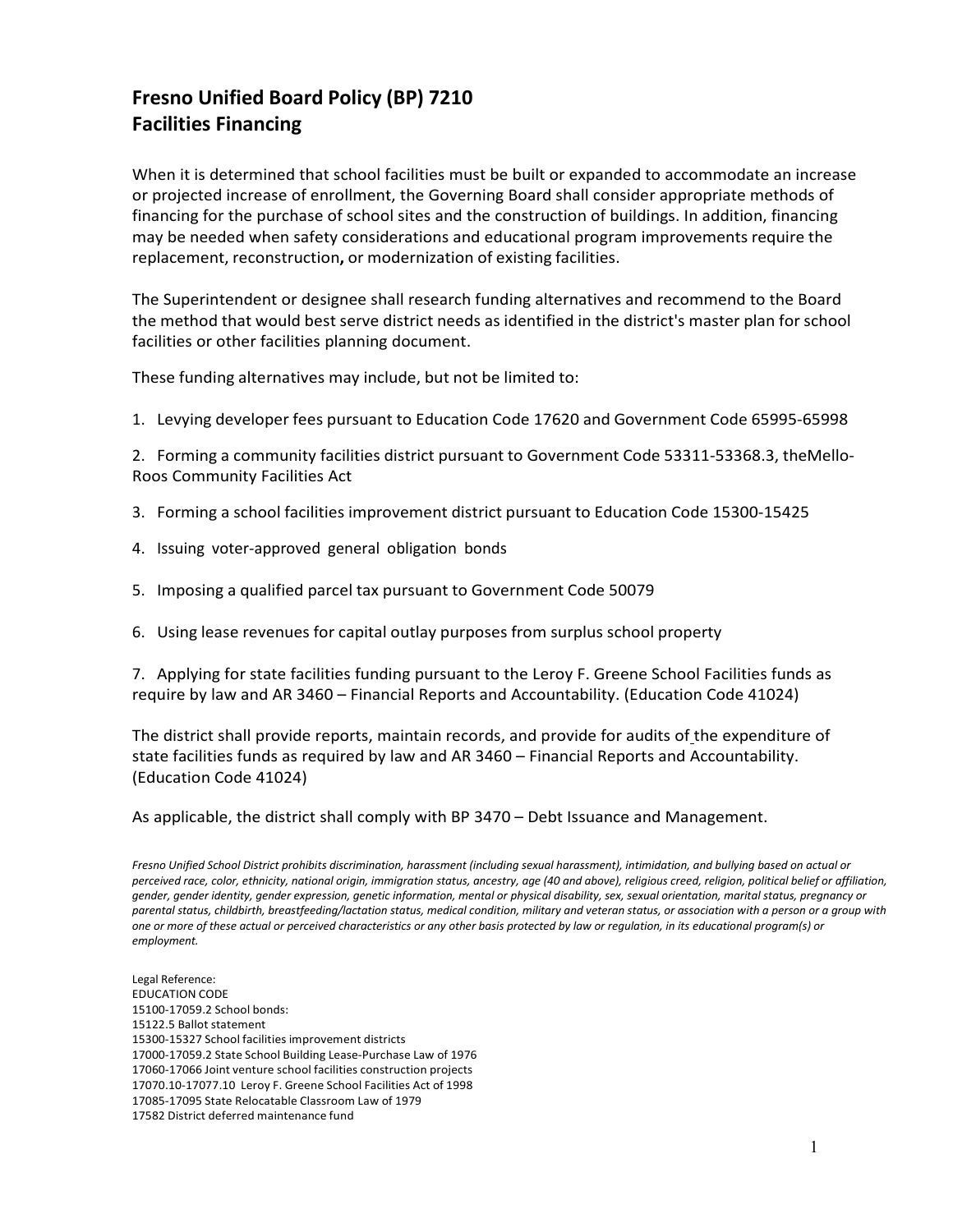# Fresno Unified Board Policy (BP) 7210
# Facilities Financing

When it is determined that school facilities must be built or expanded to accommodate an increase or projected increase of enrollment, the Governing Board shall consider appropriate methods of financing for the purchase of school sites and the construction of buildings. In addition, financing may be needed when safety considerations and educational program improvements require the replacement, reconstruction**,** or modernization of existing facilities.

The Superintendent or designee shall research funding alternatives and recommend to the Board the method that would best serve district needs as identified in the district's master plan for school facilities or other facilities planning document.

These funding alternatives may include, but not be limited to:

1. Levying developer fees pursuant to Education Code 17620 and Government Code 65995-65998

2. Forming a community facilities district pursuant to Government Code 53311-53368.3, theMello-Roos Community Facilities Act

3. Forming a school facilities improvement district pursuant to Education Code 15300-15425

4. Issuing voter-approved general obligation bonds

5. Imposing a qualified parcel tax pursuant to Government Code 50079

6. Using lease revenues for capital outlay purposes from surplus school property

7. Applying for state facilities funding pursuant to the Leroy F. Greene School Facilities funds as require by law and AR 3460 – Financial Reports and Accountability. (Education Code 41024)

The district shall provide reports, maintain records, and provide for audits of the expenditure of state facilities funds as required by law and AR 3460 – Financial Reports and Accountability. (Education Code 41024)

As applicable, the district shall comply with BP 3470 – Debt Issuance and Management.

*Fresno Unified School District prohibits discrimination, harassment (including sexual harassment), intimidation, and bullying based on actual or perceived race, color, ethnicity, national origin, immigration status, ancestry, age (40 and above), religious creed, religion, political belief or affiliation, gender, gender identity, gender expression, genetic information, mental or physical disability, sex, sexual orientation, marital status, pregnancy or parental status, childbirth, breastfeeding/lactation status, medical condition, military and veteran status, or association with a person or a group with one or more of these actual or perceived characteristics or any other basis protected by law or regulation, in its educational program(s) or employment.*

Legal Reference:
EDUCATION CODE
15100-17059.2 School bonds:
15122.5 Ballot statement
15300-15327 School facilities improvement districts
17000-17059.2 State School Building Lease-Purchase Law of 1976
17060-17066 Joint venture school facilities construction projects
17070.10-17077.10 Leroy F. Greene School Facilities Act of 1998
17085-17095 State Relocatable Classroom Law of 1979
17582 District deferred maintenance fund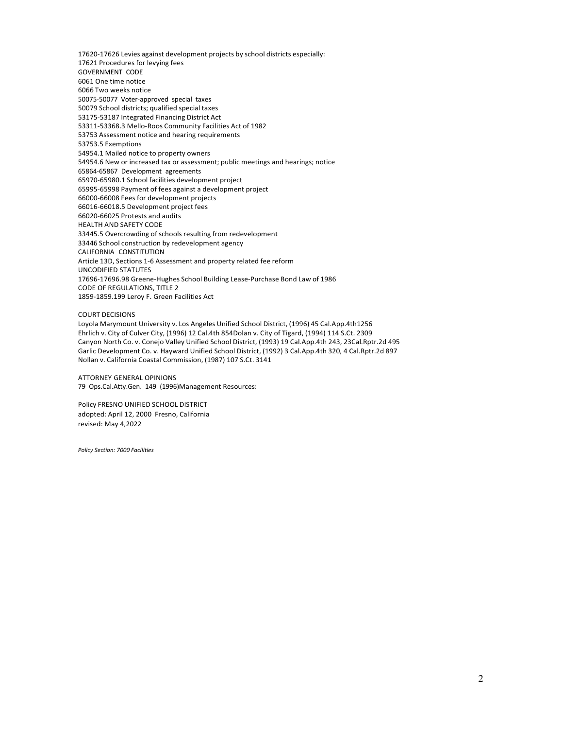17620-17626 Levies against development projects by school districts especially:
17621 Procedures for levying fees
GOVERNMENT CODE
6061 One time notice
6066 Two weeks notice
50075-50077 Voter-approved special taxes
50079 School districts; qualified special taxes
53175-53187 Integrated Financing District Act
53311-53368.3 Mello-Roos Community Facilities Act of 1982
53753 Assessment notice and hearing requirements
53753.5 Exemptions
54954.1 Mailed notice to property owners
54954.6 New or increased tax or assessment; public meetings and hearings; notice
65864-65867 Development agreements
65970-65980.1 School facilities development project
65995-65998 Payment of fees against a development project
66000-66008 Fees for development projects
66016-66018.5 Development project fees
66020-66025 Protests and audits
HEALTH AND SAFETY CODE
33445.5 Overcrowding of schools resulting from redevelopment
33446 School construction by redevelopment agency
CALIFORNIA CONSTITUTION
Article 13D, Sections 1-6 Assessment and property related fee reform
UNCODIFIED STATUTES
17696-17696.98 Greene-Hughes School Building Lease-Purchase Bond Law of 1986
CODE OF REGULATIONS, TITLE 2
1859-1859.199 Leroy F. Green Facilities Act

COURT DECISIONS
Loyola Marymount University v. Los Angeles Unified School District, (1996) 45 Cal.App.4th1256
Ehrlich v. City of Culver City, (1996) 12 Cal.4th 854Dolan v. City of Tigard, (1994) 114 S.Ct. 2309
Canyon North Co. v. Conejo Valley Unified School District, (1993) 19 Cal.App.4th 243, 23Cal.Rptr.2d 495
Garlic Development Co. v. Hayward Unified School District, (1992) 3 Cal.App.4th 320, 4 Cal.Rptr.2d 897
Nollan v. California Coastal Commission, (1987) 107 S.Ct. 3141

ATTORNEY GENERAL OPINIONS
79 Ops.Cal.Atty.Gen. 149 (1996)Management Resources:

Policy FRESNO UNIFIED SCHOOL DISTRICT
adopted: April 12, 2000 Fresno, California
revised: May 4,2022

*Policy Section: 7000 Facilities*